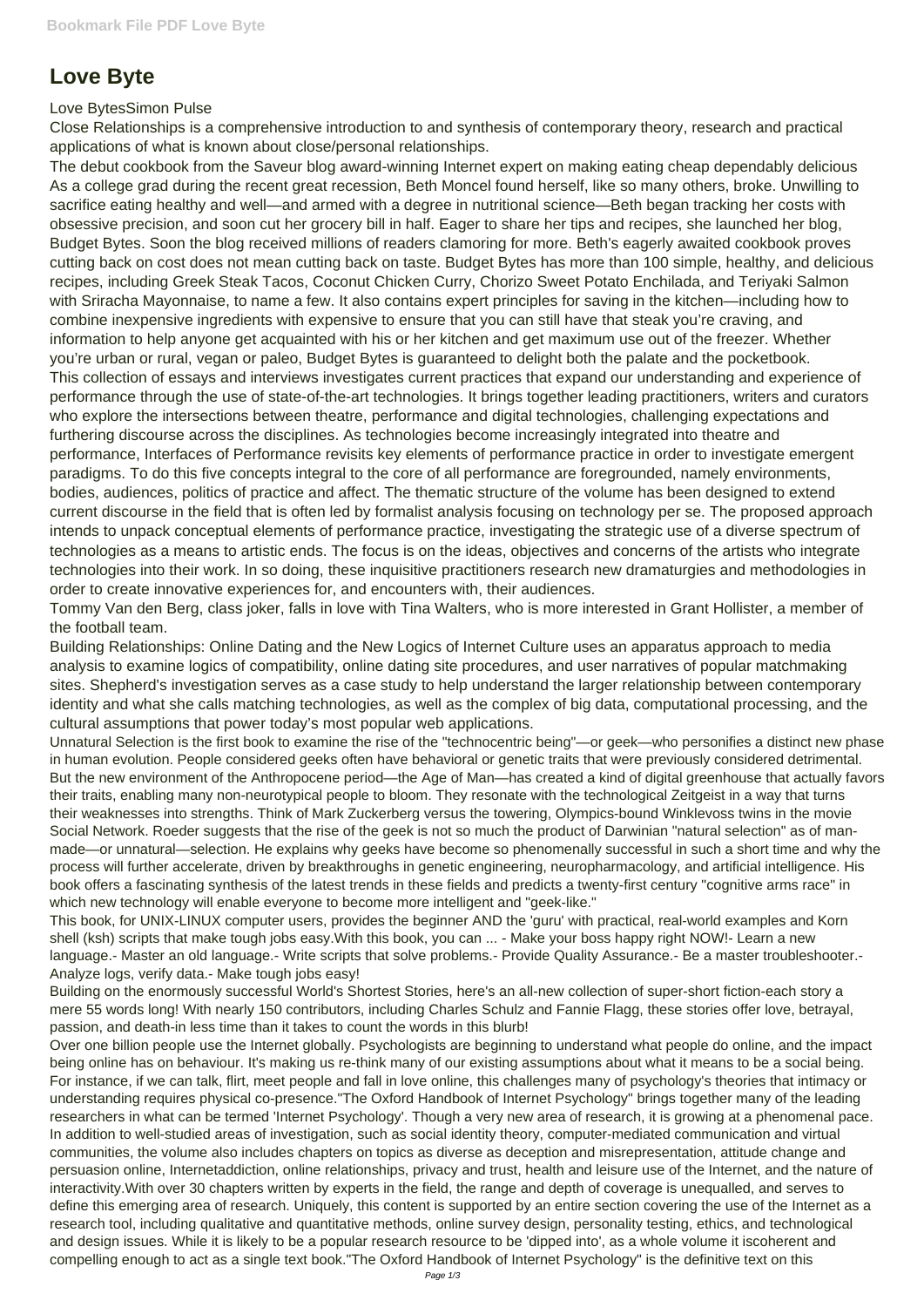# Love Byte

Love BytesSimon Pulse

Close Relationships is a comprehensive introduction to and synthesis of contemporary theory, research and practical applications of what is known about close/personal relationships.

The debut cookbook from the Saveur blog award-winning Internet expert on making eating cheap dependably delicious As a college grad during the recent great recession, Beth Moncel found herself, like so many others, broke. Unwilling to sacrifice eating healthy and well—and armed with a degree in nutritional science—Beth began tracking her costs with obsessive precision, and soon cut her grocery bill in half. Eager to share her tips and recipes, she launched her blog, Budget Bytes. Soon the blog received millions of readers clamoring for more. Beth's eagerly awaited cookbook proves cutting back on cost does not mean cutting back on taste. Budget Bytes has more than 100 simple, healthy, and delicious recipes, including Greek Steak Tacos, Coconut Chicken Curry, Chorizo Sweet Potato Enchilada, and Teriyaki Salmon with Sriracha Mayonnaise, to name a few. It also contains expert principles for saving in the kitchen—including how to combine inexpensive ingredients with expensive to ensure that you can still have that steak you're craving, and information to help anyone get acquainted with his or her kitchen and get maximum use out of the freezer. Whether you're urban or rural, vegan or paleo, Budget Bytes is guaranteed to delight both the palate and the pocketbook.

This collection of essays and interviews investigates current practices that expand our understanding and experience of performance through the use of state-of-the-art technologies. It brings together leading practitioners, writers and curators who explore the intersections between theatre, performance and digital technologies, challenging expectations and furthering discourse across the disciplines. As technologies become increasingly integrated into theatre and performance, Interfaces of Performance revisits key elements of performance practice in order to investigate emergent paradigms. To do this five concepts integral to the core of all performance are foregrounded, namely environments, bodies, audiences, politics of practice and affect. The thematic structure of the volume has been designed to extend current discourse in the field that is often led by formalist analysis focusing on technology per se. The proposed approach intends to unpack conceptual elements of performance practice, investigating the strategic use of a diverse spectrum of technologies as a means to artistic ends. The focus is on the ideas, objectives and concerns of the artists who integrate technologies into their work. In so doing, these inquisitive practitioners research new dramaturgies and methodologies in order to create innovative experiences for, and encounters with, their audiences.

Tommy Van den Berg, class joker, falls in love with Tina Walters, who is more interested in Grant Hollister, a member of the football team.

Building Relationships: Online Dating and the New Logics of Internet Culture uses an apparatus approach to media analysis to examine logics of compatibility, online dating site procedures, and user narratives of popular matchmaking sites. Shepherd's investigation serves as a case study to help understand the larger relationship between contemporary identity and what she calls matching technologies, as well as the complex of big data, computational processing, and the cultural assumptions that power today's most popular web applications.

Unnatural Selection is the first book to examine the rise of the "technocentric being"—or geek—who personifies a distinct new phase in human evolution. People considered geeks often have behavioral or genetic traits that were previously considered detrimental. But the new environment of the Anthropocene period—the Age of Man—has created a kind of digital greenhouse that actually favors their traits, enabling many non-neurotypical people to bloom. They resonate with the technological Zeitgeist in a way that turns their weaknesses into strengths. Think of Mark Zuckerberg versus the towering, Olympics-bound Winklevoss twins in the movie Social Network. Roeder suggests that the rise of the geek is not so much the product of Darwinian "natural selection" as of man-made—or unnatural—selection. He explains why geeks have become so phenomenally successful in such a short time and why the process will further accelerate, driven by breakthroughs in genetic engineering, neuropharmacology, and artificial intelligence. His book offers a fascinating synthesis of the latest trends in these fields and predicts a twenty-first century "cognitive arms race" in which new technology will enable everyone to become more intelligent and "geek-like."

This book, for UNIX-LINUX computer users, provides the beginner AND the 'guru' with practical, real-world examples and Korn shell (ksh) scripts that make tough jobs easy.With this book, you can ... - Make your boss happy right NOW!- Learn a new language.- Master an old language.- Write scripts that solve problems.- Provide Quality Assurance.- Be a master troubleshooter.- Analyze logs, verify data.- Make tough jobs easy!

Building on the enormously successful World's Shortest Stories, here's an all-new collection of super-short fiction-each story a mere 55 words long! With nearly 150 contributors, including Charles Schulz and Fannie Flagg, these stories offer love, betrayal, passion, and death-in less time than it takes to count the words in this blurb!

Over one billion people use the Internet globally. Psychologists are beginning to understand what people do online, and the impact being online has on behaviour. It's making us re-think many of our existing assumptions about what it means to be a social being. For instance, if we can talk, flirt, meet people and fall in love online, this challenges many of psychology's theories that intimacy or understanding requires physical co-presence."The Oxford Handbook of Internet Psychology" brings together many of the leading researchers in what can be termed 'Internet Psychology'. Though a very new area of research, it is growing at a phenomenal pace. In addition to well-studied areas of investigation, such as social identity theory, computer-mediated communication and virtual communities, the volume also includes chapters on topics as diverse as deception and misrepresentation, attitude change and persuasion online, Internetaddiction, online relationships, privacy and trust, health and leisure use of the Internet, and the nature of interactivity.With over 30 chapters written by experts in the field, the range and depth of coverage is unequalled, and serves to define this emerging area of research. Uniquely, this content is supported by an entire section covering the use of the Internet as a research tool, including qualitative and quantitative methods, online survey design, personality testing, ethics, and technological and design issues. While it is likely to be a popular research resource to be 'dipped into', as a whole volume it iscoherent and compelling enough to act as a single text book."The Oxford Handbook of Internet Psychology" is the definitive text on this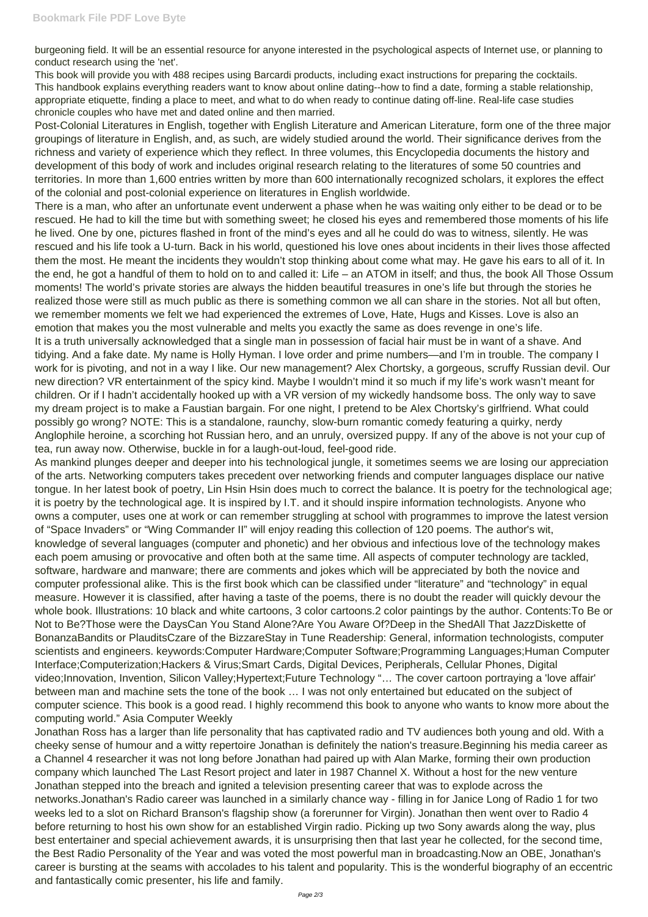burgeoning field. It will be an essential resource for anyone interested in the psychological aspects of Internet use, or planning to conduct research using the 'net'.

This book will provide you with 488 recipes using Barcardi products, including exact instructions for preparing the cocktails.

This handbook explains everything readers want to know about online dating--how to find a date, forming a stable relationship, appropriate etiquette, finding a place to meet, and what to do when ready to continue dating off-line. Real-life case studies chronicle couples who have met and dated online and then married.

Post-Colonial Literatures in English, together with English Literature and American Literature, form one of the three major groupings of literature in English, and, as such, are widely studied around the world. Their significance derives from the richness and variety of experience which they reflect. In three volumes, this Encyclopedia documents the history and development of this body of work and includes original research relating to the literatures of some 50 countries and territories. In more than 1,600 entries written by more than 600 internationally recognized scholars, it explores the effect of the colonial and post-colonial experience on literatures in English worldwide.

There is a man, who after an unfortunate event underwent a phase when he was waiting only either to be dead or to be rescued. He had to kill the time but with something sweet; he closed his eyes and remembered those moments of his life he lived. One by one, pictures flashed in front of the mind's eyes and all he could do was to witness, silently. He was rescued and his life took a U-turn. Back in his world, questioned his love ones about incidents in their lives those affected them the most. He meant the incidents they wouldn't stop thinking about come what may. He gave his ears to all of it. In the end, he got a handful of them to hold on to and called it: Life – an ATOM in itself; and thus, the book All Those Ossum moments! The world's private stories are always the hidden beautiful treasures in one's life but through the stories he realized those were still as much public as there is something common we all can share in the stories. Not all but often, we remember moments we felt we had experienced the extremes of Love, Hate, Hugs and Kisses. Love is also an emotion that makes you the most vulnerable and melts you exactly the same as does revenge in one's life.

It is a truth universally acknowledged that a single man in possession of facial hair must be in want of a shave. And tidying. And a fake date. My name is Holly Hyman. I love order and prime numbers—and I'm in trouble. The company I work for is pivoting, and not in a way I like. Our new management? Alex Chortsky, a gorgeous, scruffy Russian devil. Our new direction? VR entertainment of the spicy kind. Maybe I wouldn't mind it so much if my life's work wasn't meant for children. Or if I hadn't accidentally hooked up with a VR version of my wickedly handsome boss. The only way to save my dream project is to make a Faustian bargain. For one night, I pretend to be Alex Chortsky's girlfriend. What could possibly go wrong? NOTE: This is a standalone, raunchy, slow-burn romantic comedy featuring a quirky, nerdy Anglophile heroine, a scorching hot Russian hero, and an unruly, oversized puppy. If any of the above is not your cup of tea, run away now. Otherwise, buckle in for a laugh-out-loud, feel-good ride.

As mankind plunges deeper and deeper into his technological jungle, it sometimes seems we are losing our appreciation of the arts. Networking computers takes precedent over networking friends and computer languages displace our native tongue. In her latest book of poetry, Lin Hsin Hsin does much to correct the balance. It is poetry for the technological age; it is poetry by the technological age. It is inspired by I.T. and it should inspire information technologists. Anyone who owns a computer, uses one at work or can remember struggling at school with programmes to improve the latest version of "Space Invaders" or "Wing Commander II" will enjoy reading this collection of 120 poems. The author's wit, knowledge of several languages (computer and phonetic) and her obvious and infectious love of the technology makes each poem amusing or provocative and often both at the same time. All aspects of computer technology are tackled, software, hardware and manware; there are comments and jokes which will be appreciated by both the novice and computer professional alike. This is the first book which can be classified under "literature" and "technology" in equal measure. However it is classified, after having a taste of the poems, there is no doubt the reader will quickly devour the whole book. Illustrations: 10 black and white cartoons, 3 color cartoons.2 color paintings by the author. Contents:To Be or Not to Be?Those were the DaysCan You Stand Alone?Are You Aware Of?Deep in the ShedAll That JazzDiskette of BonanzaBandits or PlauditsCzare of the BizzareStay in Tune Readership: General, information technologists, computer scientists and engineers. keywords:Computer Hardware;Computer Software;Programming Languages;Human Computer Interface;Computerization;Hackers & Virus;Smart Cards, Digital Devices, Peripherals, Cellular Phones, Digital video;Innovation, Invention, Silicon Valley;Hypertext;Future Technology "… The cover cartoon portraying a 'love affair' between man and machine sets the tone of the book … I was not only entertained but educated on the subject of computer science. This book is a good read. I highly recommend this book to anyone who wants to know more about the computing world." Asia Computer Weekly

Jonathan Ross has a larger than life personality that has captivated radio and TV audiences both young and old. With a cheeky sense of humour and a witty repertoire Jonathan is definitely the nation's treasure.Beginning his media career as a Channel 4 researcher it was not long before Jonathan had paired up with Alan Marke, forming their own production company which launched The Last Resort project and later in 1987 Channel X. Without a host for the new venture Jonathan stepped into the breach and ignited a television presenting career that was to explode across the networks.Jonathan's Radio career was launched in a similarly chance way - filling in for Janice Long of Radio 1 for two weeks led to a slot on Richard Branson's flagship show (a forerunner for Virgin). Jonathan then went over to Radio 4 before returning to host his own show for an established Virgin radio. Picking up two Sony awards along the way, plus best entertainer and special achievement awards, it is unsurprising then that last year he collected, for the second time, the Best Radio Personality of the Year and was voted the most powerful man in broadcasting.Now an OBE, Jonathan's career is bursting at the seams with accolades to his talent and popularity. This is the wonderful biography of an eccentric and fantastically comic presenter, his life and family.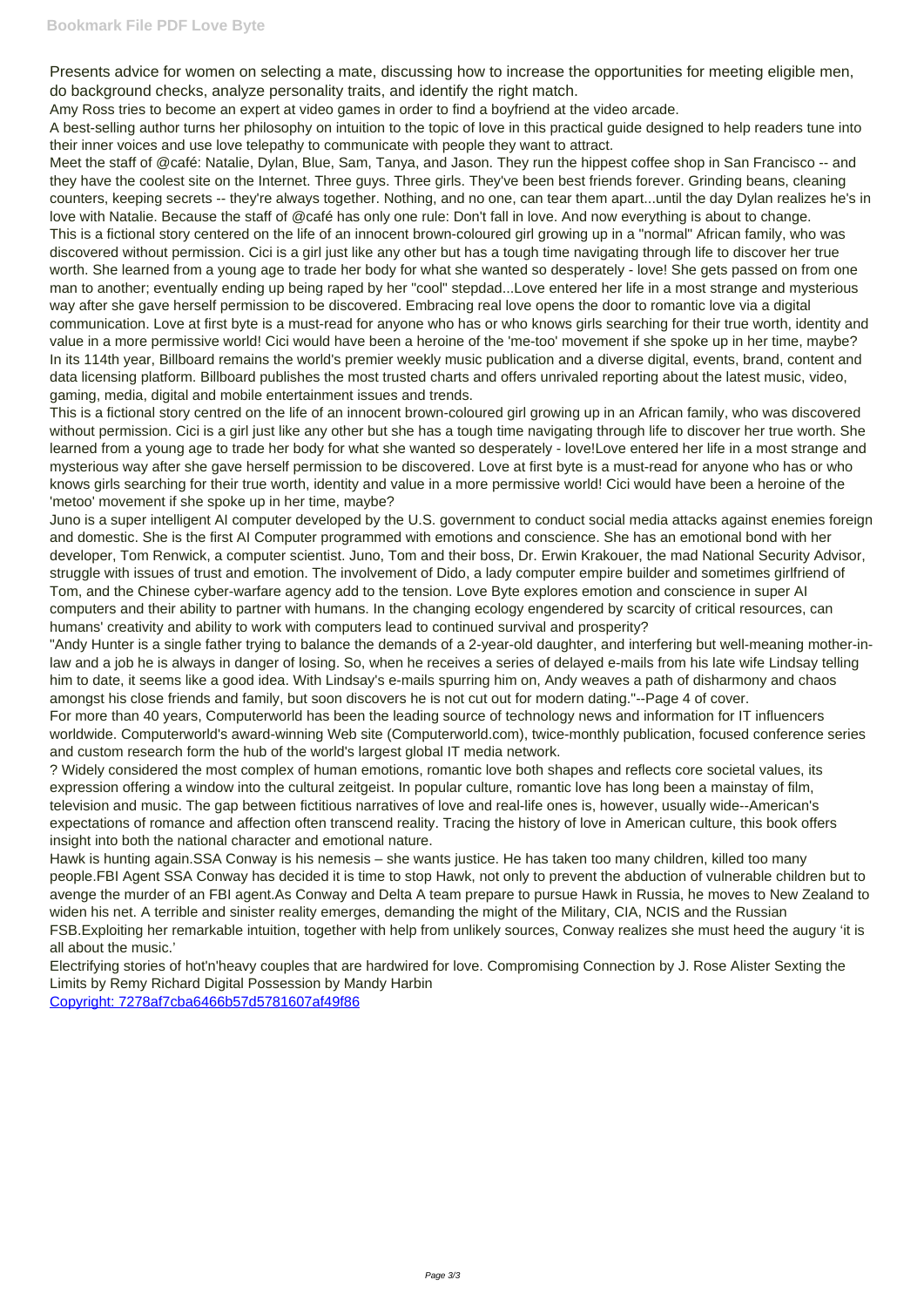Presents advice for women on selecting a mate, discussing how to increase the opportunities for meeting eligible men, do background checks, analyze personality traits, and identify the right match.

Amy Ross tries to become an expert at video games in order to find a boyfriend at the video arcade.

A best-selling author turns her philosophy on intuition to the topic of love in this practical guide designed to help readers tune into their inner voices and use love telepathy to communicate with people they want to attract.

Meet the staff of @café: Natalie, Dylan, Blue, Sam, Tanya, and Jason. They run the hippest coffee shop in San Francisco -- and they have the coolest site on the Internet. Three guys. Three girls. They've been best friends forever. Grinding beans, cleaning counters, keeping secrets -- they're always together. Nothing, and no one, can tear them apart...until the day Dylan realizes he's in love with Natalie. Because the staff of @café has only one rule: Don't fall in love. And now everything is about to change.

This is a fictional story centered on the life of an innocent brown-coloured girl growing up in a "normal" African family, who was discovered without permission. Cici is a girl just like any other but has a tough time navigating through life to discover her true worth. She learned from a young age to trade her body for what she wanted so desperately - love! She gets passed on from one man to another; eventually ending up being raped by her "cool" stepdad...Love entered her life in a most strange and mysterious way after she gave herself permission to be discovered. Embracing real love opens the door to romantic love via a digital communication. Love at first byte is a must-read for anyone who has or who knows girls searching for their true worth, identity and value in a more permissive world! Cici would have been a heroine of the 'me-too' movement if she spoke up in her time, maybe?

In its 114th year, Billboard remains the world's premier weekly music publication and a diverse digital, events, brand, content and data licensing platform. Billboard publishes the most trusted charts and offers unrivaled reporting about the latest music, video, gaming, media, digital and mobile entertainment issues and trends.

This is a fictional story centred on the life of an innocent brown-coloured girl growing up in an African family, who was discovered without permission. Cici is a girl just like any other but she has a tough time navigating through life to discover her true worth. She learned from a young age to trade her body for what she wanted so desperately - love!Love entered her life in a most strange and mysterious way after she gave herself permission to be discovered. Love at first byte is a must-read for anyone who has or who knows girls searching for their true worth, identity and value in a more permissive world! Cici would have been a heroine of the 'metoo' movement if she spoke up in her time, maybe?

Juno is a super intelligent AI computer developed by the U.S. government to conduct social media attacks against enemies foreign and domestic. She is the first AI Computer programmed with emotions and conscience. She has an emotional bond with her developer, Tom Renwick, a computer scientist. Juno, Tom and their boss, Dr. Erwin Krakouer, the mad National Security Advisor, struggle with issues of trust and emotion. The involvement of Dido, a lady computer empire builder and sometimes girlfriend of Tom, and the Chinese cyber-warfare agency add to the tension. Love Byte explores emotion and conscience in super AI computers and their ability to partner with humans. In the changing ecology engendered by scarcity of critical resources, can humans' creativity and ability to work with computers lead to continued survival and prosperity?

"Andy Hunter is a single father trying to balance the demands of a 2-year-old daughter, and interfering but well-meaning mother-in-law and a job he is always in danger of losing. So, when he receives a series of delayed e-mails from his late wife Lindsay telling him to date, it seems like a good idea. With Lindsay's e-mails spurring him on, Andy weaves a path of disharmony and chaos amongst his close friends and family, but soon discovers he is not cut out for modern dating."--Page 4 of cover.

For more than 40 years, Computerworld has been the leading source of technology news and information for IT influencers worldwide. Computerworld's award-winning Web site (Computerworld.com), twice-monthly publication, focused conference series and custom research form the hub of the world's largest global IT media network.

? Widely considered the most complex of human emotions, romantic love both shapes and reflects core societal values, its expression offering a window into the cultural zeitgeist. In popular culture, romantic love has long been a mainstay of film, television and music. The gap between fictitious narratives of love and real-life ones is, however, usually wide--American's expectations of romance and affection often transcend reality. Tracing the history of love in American culture, this book offers insight into both the national character and emotional nature.

Hawk is hunting again.SSA Conway is his nemesis – she wants justice. He has taken too many children, killed too many people.FBI Agent SSA Conway has decided it is time to stop Hawk, not only to prevent the abduction of vulnerable children but to avenge the murder of an FBI agent.As Conway and Delta A team prepare to pursue Hawk in Russia, he moves to New Zealand to widen his net. A terrible and sinister reality emerges, demanding the might of the Military, CIA, NCIS and the Russian FSB.Exploiting her remarkable intuition, together with help from unlikely sources, Conway realizes she must heed the augury 'it is all about the music.'

Electrifying stories of hot'n'heavy couples that are hardwired for love. Compromising Connection by J. Rose Alister Sexting the Limits by Remy Richard Digital Possession by Mandy Harbin

Copyright: 7278af7cba6466b57d5781607af49f86